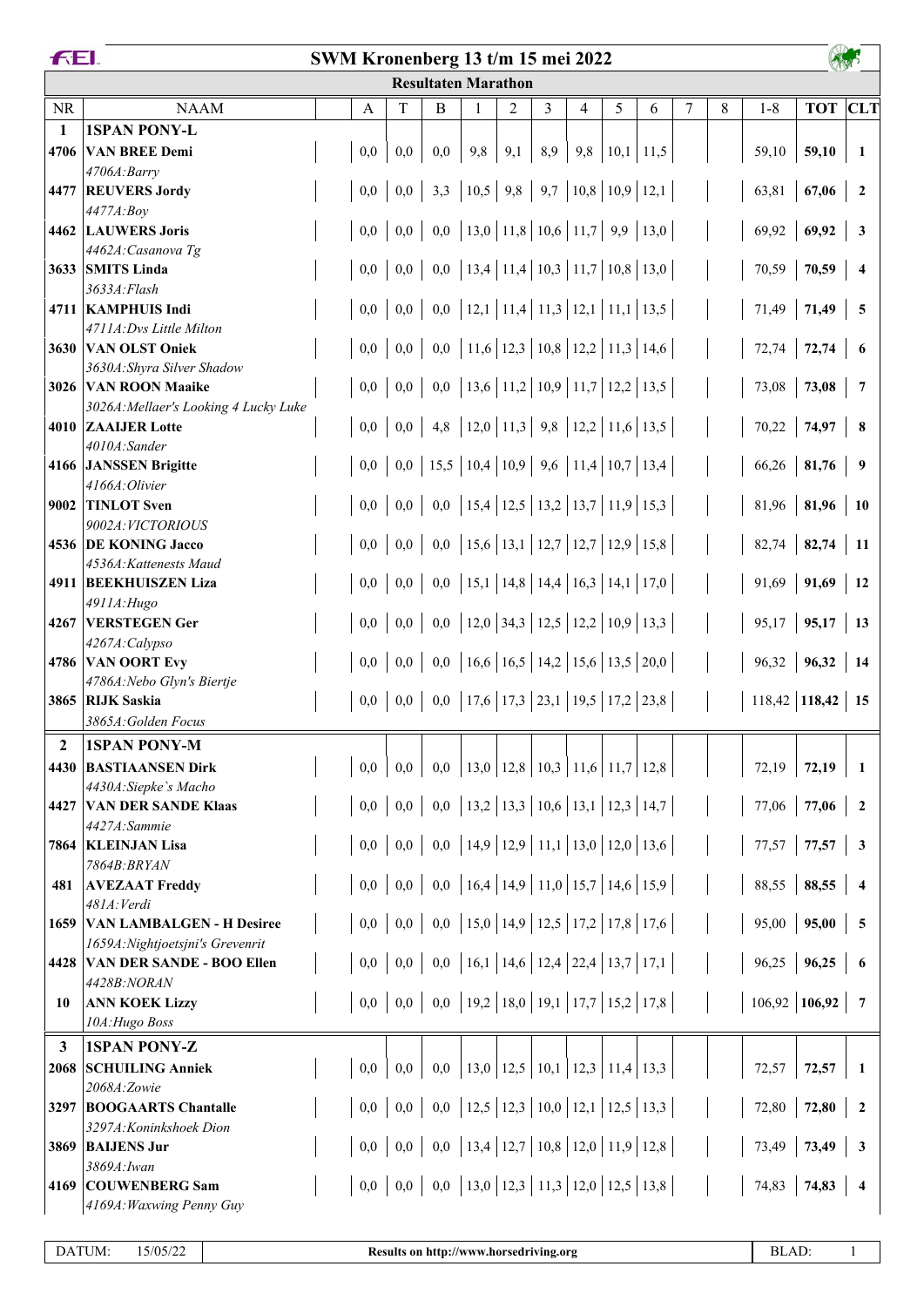# SWM Kronenberg 13 t/m 15 mei 2022

## Resultaten Marathon

| NR | NAAM | A | T | B | 1 | 2 | 3 | 4 | 5 | 6 | 7 | 8 | 1-8 | TOT | CLT |
|---|---|---|---|---|---|---|---|---|---|---|---|---|---|---|---|
| **1** | **1SPAN PONY-L** | | | | | | | | | | | | | | |
| **4706** | **VAN BREE Demi** | 0,0 | 0,0 | 0,0 | 9,8 | 9,1 | 8,9 | 9,8 | 10,1 | 11,5 | | | 59,10 | **59,10** | **1** |
| | *4706A:Barry* | | | | | | | | | | | | | | |
| **4477** | **REUVERS Jordy** | 0,0 | 0,0 | 3,3 | 10,5 | 9,8 | 9,7 | 10,8 | 10,9 | 12,1 | | | 63,81 | **67,06** | **2** |
| | *4477A:Boy* | | | | | | | | | | | | | | |
| **4462** | **LAUWERS Joris** | 0,0 | 0,0 | 0,0 | 13,0 | 11,8 | 10,6 | 11,7 | 9,9 | 13,0 | | | 69,92 | **69,92** | **3** |
| | *4462A:Casanova Tg* | | | | | | | | | | | | | | |
| **3633** | **SMITS Linda** | 0,0 | 0,0 | 0,0 | 13,4 | 11,4 | 10,3 | 11,7 | 10,8 | 13,0 | | | 70,59 | **70,59** | **4** |
| | *3633A:Flash* | | | | | | | | | | | | | | |
| **4711** | **KAMPHUIS Indi** | 0,0 | 0,0 | 0,0 | 12,1 | 11,4 | 11,3 | 12,1 | 11,1 | 13,5 | | | 71,49 | **71,49** | **5** |
| | *4711A:Dvs Little Milton* | | | | | | | | | | | | | | |
| **3630** | **VAN OLST Oniek** | 0,0 | 0,0 | 0,0 | 11,6 | 12,3 | 10,8 | 12,2 | 11,3 | 14,6 | | | 72,74 | **72,74** | **6** |
| | *3630A:Shyra Silver Shadow* | | | | | | | | | | | | | | |
| **3026** | **VAN ROON Maaike** | 0,0 | 0,0 | 0,0 | 13,6 | 11,2 | 10,9 | 11,7 | 12,2 | 13,5 | | | 73,08 | **73,08** | **7** |
| | *3026A:Mellaer's Looking 4 Lucky Luke* | | | | | | | | | | | | | | |
| **4010** | **ZAAIJER Lotte** | 0,0 | 0,0 | 4,8 | 12,0 | 11,3 | 9,8 | 12,2 | 11,6 | 13,5 | | | 70,22 | **74,97** | **8** |
| | *4010A:Sander* | | | | | | | | | | | | | | |
| **4166** | **JANSSEN Brigitte** | 0,0 | 0,0 | 15,5 | 10,4 | 10,9 | 9,6 | 11,4 | 10,7 | 13,4 | | | 66,26 | **81,76** | **9** |
| | *4166A:Olivier* | | | | | | | | | | | | | | |
| **9002** | **TINLOT Sven** | 0,0 | 0,0 | 0,0 | 15,4 | 12,5 | 13,2 | 13,7 | 11,9 | 15,3 | | | 81,96 | **81,96** | **10** |
| | *9002A:VICTORIOUS* | | | | | | | | | | | | | | |
| **4536** | **DE KONING Jacco** | 0,0 | 0,0 | 0,0 | 15,6 | 13,1 | 12,7 | 12,7 | 12,9 | 15,8 | | | 82,74 | **82,74** | **11** |
| | *4536A:Kattenests Maud* | | | | | | | | | | | | | | |
| **4911** | **BEEKHUISZEN Liza** | 0,0 | 0,0 | 0,0 | 15,1 | 14,8 | 14,4 | 16,3 | 14,1 | 17,0 | | | 91,69 | **91,69** | **12** |
| | *4911A:Hugo* | | | | | | | | | | | | | | |
| **4267** | **VERSTEGEN Ger** | 0,0 | 0,0 | 0,0 | 12,0 | 34,3 | 12,5 | 12,2 | 10,9 | 13,3 | | | 95,17 | **95,17** | **13** |
| | *4267A:Calypso* | | | | | | | | | | | | | | |
| **4786** | **VAN OORT Evy** | 0,0 | 0,0 | 0,0 | 16,6 | 16,5 | 14,2 | 15,6 | 13,5 | 20,0 | | | 96,32 | **96,32** | **14** |
| | *4786A:Nebo Glyn's Biertje* | | | | | | | | | | | | | | |
| **3865** | **RIJK Saskia** | 0,0 | 0,0 | 0,0 | 17,6 | 17,3 | 23,1 | 19,5 | 17,2 | 23,8 | | | 118,42 | **118,42** | **15** |
| | *3865A:Golden Focus* | | | | | | | | | | | | | | |
| **2** | **1SPAN PONY-M** | | | | | | | | | | | | | | |
| **4430** | **BASTIAANSEN Dirk** | 0,0 | 0,0 | 0,0 | 13,0 | 12,8 | 10,3 | 11,6 | 11,7 | 12,8 | | | 72,19 | **72,19** | **1** |
| | *4430A:Siepke`s Macho* | | | | | | | | | | | | | | |
| **4427** | **VAN DER SANDE Klaas** | 0,0 | 0,0 | 0,0 | 13,2 | 13,3 | 10,6 | 13,1 | 12,3 | 14,7 | | | 77,06 | **77,06** | **2** |
| | *4427A:Sammie* | | | | | | | | | | | | | | |
| **7864** | **KLEINJAN Lisa** | 0,0 | 0,0 | 0,0 | 14,9 | 12,9 | 11,1 | 13,0 | 12,0 | 13,6 | | | 77,57 | **77,57** | **3** |
| | *7864B:BRYAN* | | | | | | | | | | | | | | |
| **481** | **AVEZAAT Freddy** | 0,0 | 0,0 | 0,0 | 16,4 | 14,9 | 11,0 | 15,7 | 14,6 | 15,9 | | | 88,55 | **88,55** | **4** |
| | *481A:Verdi* | | | | | | | | | | | | | | |
| **1659** | **VAN LAMBALGEN - H Desiree** | 0,0 | 0,0 | 0,0 | 15,0 | 14,9 | 12,5 | 17,2 | 17,8 | 17,6 | | | 95,00 | **95,00** | **5** |
| | *1659A:Nightjoetsjni's Grevenrit* | | | | | | | | | | | | | | |
| **4428** | **VAN DER SANDE - BOO Ellen** | 0,0 | 0,0 | 0,0 | 16,1 | 14,6 | 12,4 | 22,4 | 13,7 | 17,1 | | | 96,25 | **96,25** | **6** |
| | *4428B:NORAN* | | | | | | | | | | | | | | |
| **10** | **ANN KOEK Lizzy** | 0,0 | 0,0 | 0,0 | 19,2 | 18,0 | 19,1 | 17,7 | 15,2 | 17,8 | | | 106,92 | **106,92** | **7** |
| | *10A:Hugo Boss* | | | | | | | | | | | | | | |
| **3** | **1SPAN PONY-Z** | | | | | | | | | | | | | | |
| **2068** | **SCHUILING Anniek** | 0,0 | 0,0 | 0,0 | 13,0 | 12,5 | 10,1 | 12,3 | 11,4 | 13,3 | | | 72,57 | **72,57** | **1** |
| | *2068A:Zowie* | | | | | | | | | | | | | | |
| **3297** | **BOOGAARTS Chantalle** | 0,0 | 0,0 | 0,0 | 12,5 | 12,3 | 10,0 | 12,1 | 12,5 | 13,3 | | | 72,80 | **72,80** | **2** |
| | *3297A:Koninkshoek Dion* | | | | | | | | | | | | | | |
| **3869** | **BAIJENS Jur** | 0,0 | 0,0 | 0,0 | 13,4 | 12,7 | 10,8 | 12,0 | 11,9 | 12,8 | | | 73,49 | **73,49** | **3** |
| | *3869A:Iwan* | | | | | | | | | | | | | | |
| **4169** | **COUWENBERG Sam** | 0,0 | 0,0 | 0,0 | 13,0 | 12,3 | 11,3 | 12,0 | 12,5 | 13,8 | | | 74,83 | **74,83** | **4** |
| | *4169A:Waxwing Penny Guy* | | | | | | | | | | | | | | |

DATUM: 15/05/22 | **Results on http://www.horsedriving.org**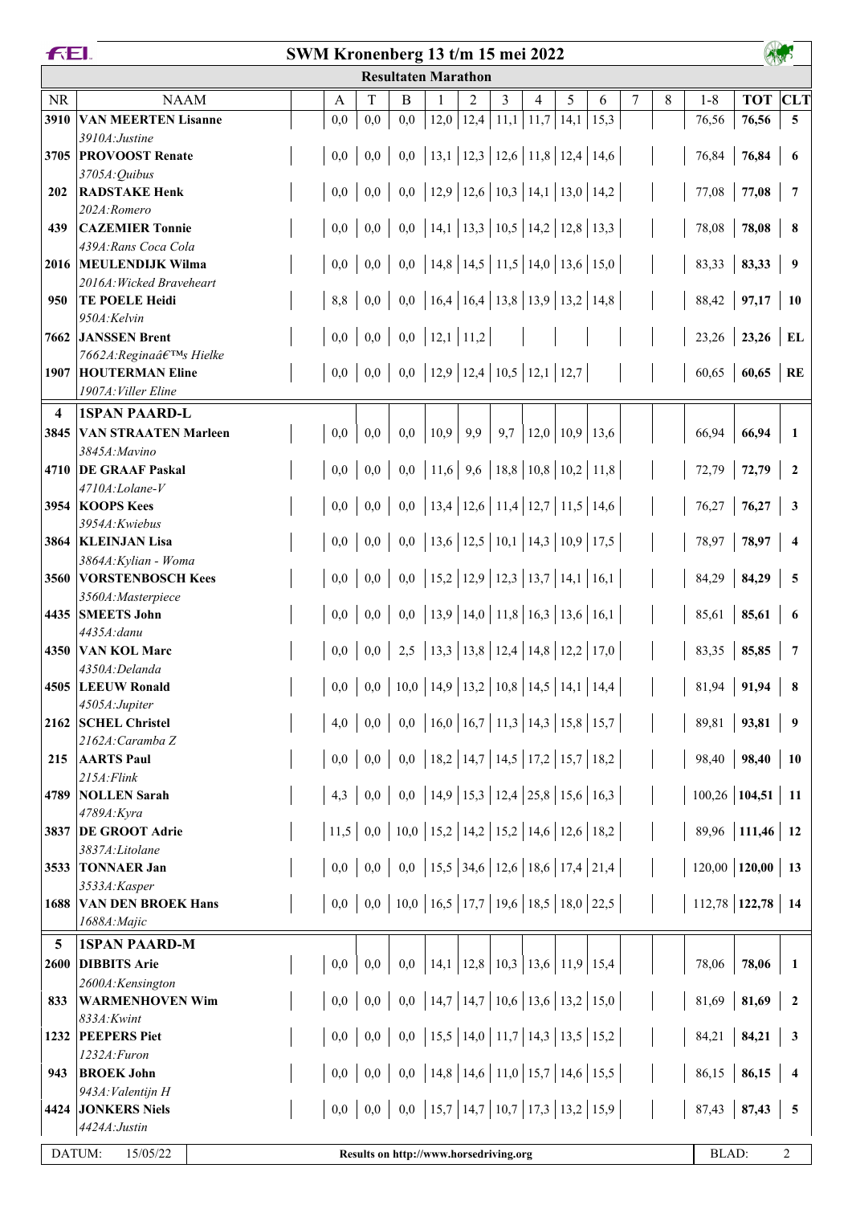# SWM Kronenberg 13 t/m 15 mei 2022

## Resultaten Marathon

| NR | NAAM | A | T | B | 1 | 2 | 3 | 4 | 5 | 6 | 7 | 8 | 1-8 | TOT | CLT |
|---|---|---|---|---|---|---|---|---|---|---|---|---|---|---|---|
| 3910 | **VAN MEERTEN Lisanne** | 0,0 | 0,0 | 0,0 | 12,0 | 12,4 | 11,1 | 11,7 | 14,1 | 15,3 | | | 76,56 | **76,56** | **5** |
| | *3910A:Justine* | | | | | | | | | | | | | | |
| 3705 | **PROVOOST Renate** | 0,0 | 0,0 | 0,0 | 13,1 | 12,3 | 12,6 | 11,8 | 12,4 | 14,6 | | | 76,84 | **76,84** | **6** |
| | *3705A:Quibus* | | | | | | | | | | | | | | |
| 202 | **RADSTAKE Henk** | 0,0 | 0,0 | 0,0 | 12,9 | 12,6 | 10,3 | 14,1 | 13,0 | 14,2 | | | 77,08 | **77,08** | **7** |
| | *202A:Romero* | | | | | | | | | | | | | | |
| 439 | **CAZEMIER Tonnie** | 0,0 | 0,0 | 0,0 | 14,1 | 13,3 | 10,5 | 14,2 | 12,8 | 13,3 | | | 78,08 | **78,08** | **8** |
| | *439A:Rans Coca Cola* | | | | | | | | | | | | | | |
| 2016 | **MEULENDIJK Wilma** | 0,0 | 0,0 | 0,0 | 14,8 | 14,5 | 11,5 | 14,0 | 13,6 | 15,0 | | | 83,33 | **83,33** | **9** |
| | *2016A:Wicked Braveheart* | | | | | | | | | | | | | | |
| 950 | **TE POELE Heidi** | 8,8 | 0,0 | 0,0 | 16,4 | 16,4 | 13,8 | 13,9 | 13,2 | 14,8 | | | 88,42 | **97,17** | **10** |
| | *950A:Kelvin* | | | | | | | | | | | | | | |
| 7662 | **JANSSEN Brent** | 0,0 | 0,0 | 0,0 | 12,1 | 11,2 | | | | | | | 23,26 | **23,26** | **EL** |
| | *7662A:Reginaâ€™s Hielke* | | | | | | | | | | | | | | |
| 1907 | **HOUTERMAN Eline** | 0,0 | 0,0 | 0,0 | 12,9 | 12,4 | 10,5 | 12,1 | 12,7 | | | | 60,65 | **60,65** | **RE** |
| | *1907A:Viller Eline* | | | | | | | | | | | | | | |
| **4** | **1SPAN PAARD-L** | | | | | | | | | | | | | | |
| 3845 | **VAN STRAATEN Marleen** | 0,0 | 0,0 | 0,0 | 10,9 | 9,9 | 9,7 | 12,0 | 10,9 | 13,6 | | | 66,94 | **66,94** | **1** |
| | *3845A:Mavino* | | | | | | | | | | | | | | |
| 4710 | **DE GRAAF Paskal** | 0,0 | 0,0 | 0,0 | 11,6 | 9,6 | 18,8 | 10,8 | 10,2 | 11,8 | | | 72,79 | **72,79** | **2** |
| | *4710A:Lolane-V* | | | | | | | | | | | | | | |
| 3954 | **KOOPS Kees** | 0,0 | 0,0 | 0,0 | 13,4 | 12,6 | 11,4 | 12,7 | 11,5 | 14,6 | | | 76,27 | **76,27** | **3** |
| | *3954A:Kwiebus* | | | | | | | | | | | | | | |
| 3864 | **KLEINJAN Lisa** | 0,0 | 0,0 | 0,0 | 13,6 | 12,5 | 10,1 | 14,3 | 10,9 | 17,5 | | | 78,97 | **78,97** | **4** |
| | *3864A:Kylian - Woma* | | | | | | | | | | | | | | |
| 3560 | **VORSTENBOSCH Kees** | 0,0 | 0,0 | 0,0 | 15,2 | 12,9 | 12,3 | 13,7 | 14,1 | 16,1 | | | 84,29 | **84,29** | **5** |
| | *3560A:Masterpiece* | | | | | | | | | | | | | | |
| 4435 | **SMEETS John** | 0,0 | 0,0 | 0,0 | 13,9 | 14,0 | 11,8 | 16,3 | 13,6 | 16,1 | | | 85,61 | **85,61** | **6** |
| | *4435A:danu* | | | | | | | | | | | | | | |
| 4350 | **VAN KOL Marc** | 0,0 | 0,0 | 2,5 | 13,3 | 13,8 | 12,4 | 14,8 | 12,2 | 17,0 | | | 83,35 | **85,85** | **7** |
| | *4350A:Delanda* | | | | | | | | | | | | | | |
| 4505 | **LEEUW Ronald** | 0,0 | 0,0 | 10,0 | 14,9 | 13,2 | 10,8 | 14,5 | 14,1 | 14,4 | | | 81,94 | **91,94** | **8** |
| | *4505A:Jupiter* | | | | | | | | | | | | | | |
| 2162 | **SCHEL Christel** | 4,0 | 0,0 | 0,0 | 16,0 | 16,7 | 11,3 | 14,3 | 15,8 | 15,7 | | | 89,81 | **93,81** | **9** |
| | *2162A:Caramba Z* | | | | | | | | | | | | | | |
| 215 | **AARTS Paul** | 0,0 | 0,0 | 0,0 | 18,2 | 14,7 | 14,5 | 17,2 | 15,7 | 18,2 | | | 98,40 | **98,40** | **10** |
| | *215A:Flink* | | | | | | | | | | | | | | |
| 4789 | **NOLLEN Sarah** | 4,3 | 0,0 | 0,0 | 14,9 | 15,3 | 12,4 | 25,8 | 15,6 | 16,3 | | | 100,26 | **104,51** | **11** |
| | *4789A:Kyra* | | | | | | | | | | | | | | |
| 3837 | **DE GROOT Adrie** | 11,5 | 0,0 | 10,0 | 15,2 | 14,2 | 15,2 | 14,6 | 12,6 | 18,2 | | | 89,96 | **111,46** | **12** |
| | *3837A:Litolane* | | | | | | | | | | | | | | |
| 3533 | **TONNAER Jan** | 0,0 | 0,0 | 0,0 | 15,5 | 34,6 | 12,6 | 18,6 | 17,4 | 21,4 | | | 120,00 | **120,00** | **13** |
| | *3533A:Kasper* | | | | | | | | | | | | | | |
| 1688 | **VAN DEN BROEK Hans** | 0,0 | 0,0 | 10,0 | 16,5 | 17,7 | 19,6 | 18,5 | 18,0 | 22,5 | | | 112,78 | **122,78** | **14** |
| | *1688A:Majic* | | | | | | | | | | | | | | |
| **5** | **1SPAN PAARD-M** | | | | | | | | | | | | | | |
| 2600 | **DIBBITS Arie** | 0,0 | 0,0 | 0,0 | 14,1 | 12,8 | 10,3 | 13,6 | 11,9 | 15,4 | | | 78,06 | **78,06** | **1** |
| | *2600A:Kensington* | | | | | | | | | | | | | | |
| 833 | **WARMENHOVEN Wim** | 0,0 | 0,0 | 0,0 | 14,7 | 14,7 | 10,6 | 13,6 | 13,2 | 15,0 | | | 81,69 | **81,69** | **2** |
| | *833A:Kwint* | | | | | | | | | | | | | | |
| 1232 | **PEEPERS Piet** | 0,0 | 0,0 | 0,0 | 15,5 | 14,0 | 11,7 | 14,3 | 13,5 | 15,2 | | | 84,21 | **84,21** | **3** |
| | *1232A:Furon* | | | | | | | | | | | | | | |
| 943 | **BROEK John** | 0,0 | 0,0 | 0,0 | 14,8 | 14,6 | 11,0 | 15,7 | 14,6 | 15,5 | | | 86,15 | **86,15** | **4** |
| | *943A:Valentijn H* | | | | | | | | | | | | | | |
| 4424 | **JONKERS Niels** | 0,0 | 0,0 | 0,0 | 15,7 | 14,7 | 10,7 | 17,3 | 13,2 | 15,9 | | | 87,43 | **87,43** | **5** |
| | *4424A:Justin* | | | | | | | | | | | | | | |

DATUM: 15/05/22 — Results on http://www.horsedriving.org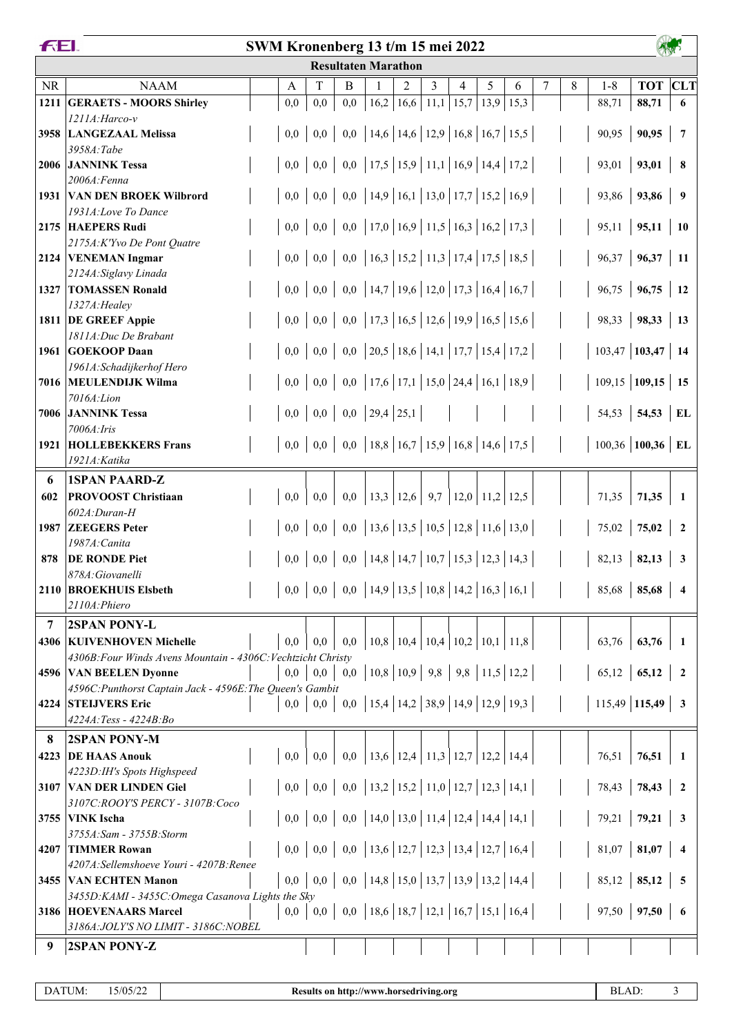# SWM Kronenberg 13 t/m 15 mei 2022

## Resultaten Marathon

| NR | NAAM | A | T | B | 1 | 2 | 3 | 4 | 5 | 6 | 7 | 8 | 1-8 | TOT | CLT |
|---|---|---|---|---|---|---|---|---|---|---|---|---|---|---|---|
| 1211 | **GERAETS - MOORS Shirley** | 0,0 | 0,0 | 0,0 | 16,2 | 16,6 | 11,1 | 15,7 | 13,9 | 15,3 | | | 88,71 | **88,71** | **6** |
| | *1211A:Harco-v* | | | | | | | | | | | | | | |
| 3958 | **LANGEZAAL Melissa** | 0,0 | 0,0 | 0,0 | 14,6 | 14,6 | 12,9 | 16,8 | 16,7 | 15,5 | | | 90,95 | **90,95** | **7** |
| | *3958A:Tabe* | | | | | | | | | | | | | | |
| 2006 | **JANNINK Tessa** | 0,0 | 0,0 | 0,0 | 17,5 | 15,9 | 11,1 | 16,9 | 14,4 | 17,2 | | | 93,01 | **93,01** | **8** |
| | *2006A:Fenna* | | | | | | | | | | | | | | |
| 1931 | **VAN DEN BROEK Wilbrord** | 0,0 | 0,0 | 0,0 | 14,9 | 16,1 | 13,0 | 17,7 | 15,2 | 16,9 | | | 93,86 | **93,86** | **9** |
| | *1931A:Love To Dance* | | | | | | | | | | | | | | |
| 2175 | **HAEPERS Rudi** | 0,0 | 0,0 | 0,0 | 17,0 | 16,9 | 11,5 | 16,3 | 16,2 | 17,3 | | | 95,11 | **95,11** | **10** |
| | *2175A:K'Yvo De Pont Quatre* | | | | | | | | | | | | | | |
| 2124 | **VENEMAN Ingmar** | 0,0 | 0,0 | 0,0 | 16,3 | 15,2 | 11,3 | 17,4 | 17,5 | 18,5 | | | 96,37 | **96,37** | **11** |
| | *2124A:Siglavy Linada* | | | | | | | | | | | | | | |
| 1327 | **TOMASSEN Ronald** | 0,0 | 0,0 | 0,0 | 14,7 | 19,6 | 12,0 | 17,3 | 16,4 | 16,7 | | | 96,75 | **96,75** | **12** |
| | *1327A:Healey* | | | | | | | | | | | | | | |
| 1811 | **DE GREEF Appie** | 0,0 | 0,0 | 0,0 | 17,3 | 16,5 | 12,6 | 19,9 | 16,5 | 15,6 | | | 98,33 | **98,33** | **13** |
| | *1811A:Duc De Brabant* | | | | | | | | | | | | | | |
| 1961 | **GOEKOOP Daan** | 0,0 | 0,0 | 0,0 | 20,5 | 18,6 | 14,1 | 17,7 | 15,4 | 17,2 | | | 103,47 | **103,47** | **14** |
| | *1961A:Schadijkerhof Hero* | | | | | | | | | | | | | | |
| 7016 | **MEULENDIJK Wilma** | 0,0 | 0,0 | 0,0 | 17,6 | 17,1 | 15,0 | 24,4 | 16,1 | 18,9 | | | 109,15 | **109,15** | **15** |
| | *7016A:Lion* | | | | | | | | | | | | | | |
| 7006 | **JANNINK Tessa** | 0,0 | 0,0 | 0,0 | 29,4 | 25,1 | | | | | | | 54,53 | **54,53** | **EL** |
| | *7006A:Iris* | | | | | | | | | | | | | | |
| 1921 | **HOLLEBEKKERS Frans** | 0,0 | 0,0 | 0,0 | 18,8 | 16,7 | 15,9 | 16,8 | 14,6 | 17,5 | | | 100,36 | **100,36** | **EL** |
| | *1921A:Katika* | | | | | | | | | | | | | | |
| **6** | **1SPAN PAARD-Z** | | | | | | | | | | | | | | |
| 602 | **PROVOOST Christiaan** | 0,0 | 0,0 | 0,0 | 13,3 | 12,6 | 9,7 | 12,0 | 11,2 | 12,5 | | | 71,35 | **71,35** | **1** |
| | *602A:Duran-H* | | | | | | | | | | | | | | |
| 1987 | **ZEEGERS Peter** | 0,0 | 0,0 | 0,0 | 13,6 | 13,5 | 10,5 | 12,8 | 11,6 | 13,0 | | | 75,02 | **75,02** | **2** |
| | *1987A:Canita* | | | | | | | | | | | | | | |
| 878 | **DE RONDE Piet** | 0,0 | 0,0 | 0,0 | 14,8 | 14,7 | 10,7 | 15,3 | 12,3 | 14,3 | | | 82,13 | **82,13** | **3** |
| | *878A:Giovanelli* | | | | | | | | | | | | | | |
| 2110 | **BROEKHUIS Elsbeth** | 0,0 | 0,0 | 0,0 | 14,9 | 13,5 | 10,8 | 14,2 | 16,3 | 16,1 | | | 85,68 | **85,68** | **4** |
| | *2110A:Phiero* | | | | | | | | | | | | | | |
| **7** | **2SPAN PONY-L** | | | | | | | | | | | | | | |
| 4306 | **KUIVENHOVEN Michelle** | 0,0 | 0,0 | 0,0 | 10,8 | 10,4 | 10,4 | 10,2 | 10,1 | 11,8 | | | 63,76 | **63,76** | **1** |
| | *4306B:Four Winds Avens Mountain - 4306C:Vechtzicht Christy* | | | | | | | | | | | | | | |
| 4596 | **VAN BEELEN Dyonne** | 0,0 | 0,0 | 0,0 | 10,8 | 10,9 | 9,8 | 9,8 | 11,5 | 12,2 | | | 65,12 | **65,12** | **2** |
| | *4596C:Punthorst Captain Jack - 4596E:The Queen's Gambit* | | | | | | | | | | | | | | |
| 4224 | **STEIJVERS Eric** | 0,0 | 0,0 | 0,0 | 15,4 | 14,2 | 38,9 | 14,9 | 12,9 | 19,3 | | | 115,49 | **115,49** | **3** |
| | *4224A:Tess - 4224B:Bo* | | | | | | | | | | | | | | |
| **8** | **2SPAN PONY-M** | | | | | | | | | | | | | | |
| 4223 | **DE HAAS Anouk** | 0,0 | 0,0 | 0,0 | 13,6 | 12,4 | 11,3 | 12,7 | 12,2 | 14,4 | | | 76,51 | **76,51** | **1** |
| | *4223D:IH's Spots Highspeed* | | | | | | | | | | | | | | |
| 3107 | **VAN DER LINDEN Giel** | 0,0 | 0,0 | 0,0 | 13,2 | 15,2 | 11,0 | 12,7 | 12,3 | 14,1 | | | 78,43 | **78,43** | **2** |
| | *3107C:ROOY'S PERCY - 3107B:Coco* | | | | | | | | | | | | | | |
| 3755 | **VINK Ischa** | 0,0 | 0,0 | 0,0 | 14,0 | 13,0 | 11,4 | 12,4 | 14,4 | 14,1 | | | 79,21 | **79,21** | **3** |
| | *3755A:Sam - 3755B:Storm* | | | | | | | | | | | | | | |
| 4207 | **TIMMER Rowan** | 0,0 | 0,0 | 0,0 | 13,6 | 12,7 | 12,3 | 13,4 | 12,7 | 16,4 | | | 81,07 | **81,07** | **4** |
| | *4207A:Sellemshoeve Youri - 4207B:Renee* | | | | | | | | | | | | | | |
| 3455 | **VAN ECHTEN Manon** | 0,0 | 0,0 | 0,0 | 14,8 | 15,0 | 13,7 | 13,9 | 13,2 | 14,4 | | | 85,12 | **85,12** | **5** |
| | *3455D:KAMI - 3455C:Omega Casanova Lights the Sky* | | | | | | | | | | | | | | |
| 3186 | **HOEVENAARS Marcel** | 0,0 | 0,0 | 0,0 | 18,6 | 18,7 | 12,1 | 16,7 | 15,1 | 16,4 | | | 97,50 | **97,50** | **6** |
| | *3186A:JOLY'S NO LIMIT - 3186C:NOBEL* | | | | | | | | | | | | | | |
| **9** | **2SPAN PONY-Z** | | | | | | | | | | | | | | |

DATUM: 15/05/22 — Results on http://www.horsedriving.org — BLAD: 3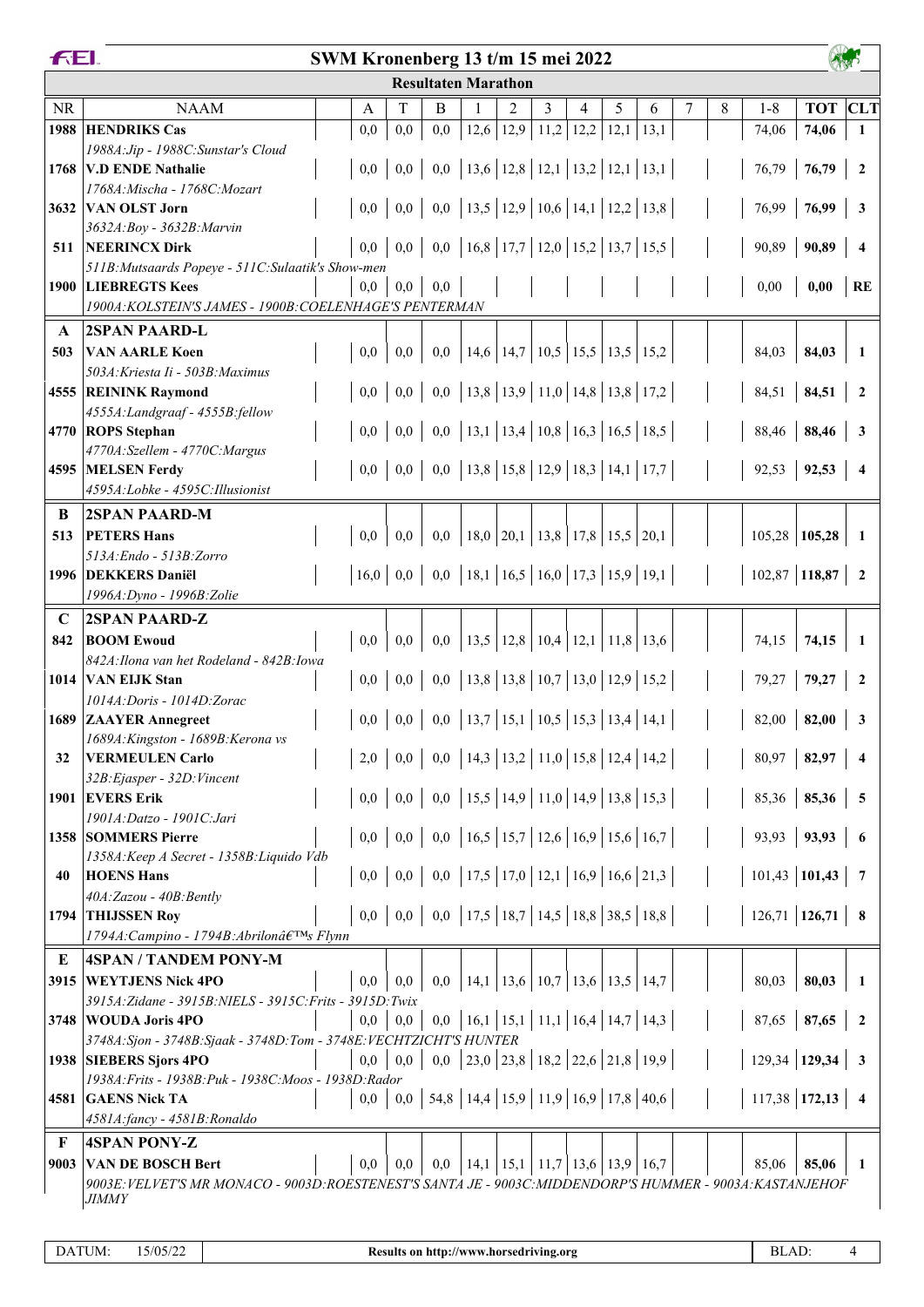# SWM Kronenberg 13 t/m 15 mei 2022

## Resultaten Marathon

| NR | NAAM | A | T | B | 1 | 2 | 3 | 4 | 5 | 6 | 7 | 8 | 1-8 | TOT | CLT |
|---|---|---|---|---|---|---|---|---|---|---|---|---|---|---|---|
| 1988 | **HENDRIKS Cas** | 0,0 | 0,0 | 0,0 | 12,6 | 12,9 | 11,2 | 12,2 | 12,1 | 13,1 | | | 74,06 | **74,06** | **1** |
| | *1988A:Jip - 1988C:Sunstar's Cloud* | | | | | | | | | | | | | | |
| 1768 | **V.D ENDE Nathalie** | 0,0 | 0,0 | 0,0 | 13,6 | 12,8 | 12,1 | 13,2 | 12,1 | 13,1 | | | 76,79 | **76,79** | **2** |
| | *1768A:Mischa - 1768C:Mozart* | | | | | | | | | | | | | | |
| 3632 | **VAN OLST Jorn** | 0,0 | 0,0 | 0,0 | 13,5 | 12,9 | 10,6 | 14,1 | 12,2 | 13,8 | | | 76,99 | **76,99** | **3** |
| | *3632A:Boy - 3632B:Marvin* | | | | | | | | | | | | | | |
| 511 | **NEERINCX Dirk** | 0,0 | 0,0 | 0,0 | 16,8 | 17,7 | 12,0 | 15,2 | 13,7 | 15,5 | | | 90,89 | **90,89** | **4** |
| | *511B:Mutsaards Popeye - 511C:Sulaatik's Show-men* | | | | | | | | | | | | | | |
| 1900 | **LIEBREGTS Kees** | 0,0 | 0,0 | 0,0 | | | | | | | | | 0,00 | **0,00** | **RE** |
| | *1900A:KOLSTEIN'S JAMES - 1900B:COELENHAGE'S PENTERMAN* | | | | | | | | | | | | | | |
| **A** | **2SPAN PAARD-L** | | | | | | | | | | | | | | |
| 503 | **VAN AARLE Koen** | 0,0 | 0,0 | 0,0 | 14,6 | 14,7 | 10,5 | 15,5 | 13,5 | 15,2 | | | 84,03 | **84,03** | **1** |
| | *503A:Kriesta Ii - 503B:Maximus* | | | | | | | | | | | | | | |
| 4555 | **REININK Raymond** | 0,0 | 0,0 | 0,0 | 13,8 | 13,9 | 11,0 | 14,8 | 13,8 | 17,2 | | | 84,51 | **84,51** | **2** |
| | *4555A:Landgraaf - 4555B:fellow* | | | | | | | | | | | | | | |
| 4770 | **ROPS Stephan** | 0,0 | 0,0 | 0,0 | 13,1 | 13,4 | 10,8 | 16,3 | 16,5 | 18,5 | | | 88,46 | **88,46** | **3** |
| | *4770A:Szellem - 4770C:Margus* | | | | | | | | | | | | | | |
| 4595 | **MELSEN Ferdy** | 0,0 | 0,0 | 0,0 | 13,8 | 15,8 | 12,9 | 18,3 | 14,1 | 17,7 | | | 92,53 | **92,53** | **4** |
| | *4595A:Lobke - 4595C:Illusionist* | | | | | | | | | | | | | | |
| **B** | **2SPAN PAARD-M** | | | | | | | | | | | | | | |
| 513 | **PETERS Hans** | 0,0 | 0,0 | 0,0 | 18,0 | 20,1 | 13,8 | 17,8 | 15,5 | 20,1 | | | 105,28 | **105,28** | **1** |
| | *513A:Endo - 513B:Zorro* | | | | | | | | | | | | | | |
| 1996 | **DEKKERS Daniël** | 16,0 | 0,0 | 0,0 | 18,1 | 16,5 | 16,0 | 17,3 | 15,9 | 19,1 | | | 102,87 | **118,87** | **2** |
| | *1996A:Dyno - 1996B:Zolie* | | | | | | | | | | | | | | |
| **C** | **2SPAN PAARD-Z** | | | | | | | | | | | | | | |
| 842 | **BOOM Ewoud** | 0,0 | 0,0 | 0,0 | 13,5 | 12,8 | 10,4 | 12,1 | 11,8 | 13,6 | | | 74,15 | **74,15** | **1** |
| | *842A:Ilona van het Rodeland - 842B:Iowa* | | | | | | | | | | | | | | |
| 1014 | **VAN EIJK Stan** | 0,0 | 0,0 | 0,0 | 13,8 | 13,8 | 10,7 | 13,0 | 12,9 | 15,2 | | | 79,27 | **79,27** | **2** |
| | *1014A:Doris - 1014D:Zorac* | | | | | | | | | | | | | | |
| 1689 | **ZAAYER Annegreet** | 0,0 | 0,0 | 0,0 | 13,7 | 15,1 | 10,5 | 15,3 | 13,4 | 14,1 | | | 82,00 | **82,00** | **3** |
| | *1689A:Kingston - 1689B:Kerona vs* | | | | | | | | | | | | | | |
| 32 | **VERMEULEN Carlo** | 2,0 | 0,0 | 0,0 | 14,3 | 13,2 | 11,0 | 15,8 | 12,4 | 14,2 | | | 80,97 | **82,97** | **4** |
| | *32B:Ejasper - 32D:Vincent* | | | | | | | | | | | | | | |
| 1901 | **EVERS Erik** | 0,0 | 0,0 | 0,0 | 15,5 | 14,9 | 11,0 | 14,9 | 13,8 | 15,3 | | | 85,36 | **85,36** | **5** |
| | *1901A:Datzo - 1901C:Jari* | | | | | | | | | | | | | | |
| 1358 | **SOMMERS Pierre** | 0,0 | 0,0 | 0,0 | 16,5 | 15,7 | 12,6 | 16,9 | 15,6 | 16,7 | | | 93,93 | **93,93** | **6** |
| | *1358A:Keep A Secret - 1358B:Liquido Vdb* | | | | | | | | | | | | | | |
| 40 | **HOENS Hans** | 0,0 | 0,0 | 0,0 | 17,5 | 17,0 | 12,1 | 16,9 | 16,6 | 21,3 | | | 101,43 | **101,43** | **7** |
| | *40A:Zazou - 40B:Bently* | | | | | | | | | | | | | | |
| 1794 | **THIJSSEN Roy** | 0,0 | 0,0 | 0,0 | 17,5 | 18,7 | 14,5 | 18,8 | 38,5 | 18,8 | | | 126,71 | **126,71** | **8** |
| | *1794A:Campino - 1794B:Abrilonâ€™s Flynn* | | | | | | | | | | | | | | |
| **E** | **4SPAN / TANDEM PONY-M** | | | | | | | | | | | | | | |
| 3915 | **WEYTJENS Nick 4PO** | 0,0 | 0,0 | 0,0 | 14,1 | 13,6 | 10,7 | 13,6 | 13,5 | 14,7 | | | 80,03 | **80,03** | **1** |
| | *3915A:Zidane - 3915B:NIELS - 3915C:Frits - 3915D:Twix* | | | | | | | | | | | | | | |
| 3748 | **WOUDA Joris 4PO** | 0,0 | 0,0 | 0,0 | 16,1 | 15,1 | 11,1 | 16,4 | 14,7 | 14,3 | | | 87,65 | **87,65** | **2** |
| | *3748A:Sjon - 3748B:Sjaak - 3748D:Tom - 3748E:VECHTZICHT'S HUNTER* | | | | | | | | | | | | | | |
| 1938 | **SIEBERS Sjors 4PO** | 0,0 | 0,0 | 0,0 | 23,0 | 23,8 | 18,2 | 22,6 | 21,8 | 19,9 | | | 129,34 | **129,34** | **3** |
| | *1938A:Frits - 1938B:Puk - 1938C:Moos - 1938D:Rador* | | | | | | | | | | | | | | |
| 4581 | **GAENS Nick TA** | 0,0 | 0,0 | 54,8 | 14,4 | 15,9 | 11,9 | 16,9 | 17,8 | 40,6 | | | 117,38 | **172,13** | **4** |
| | *4581A:fancy - 4581B:Ronaldo* | | | | | | | | | | | | | | |
| **F** | **4SPAN PONY-Z** | | | | | | | | | | | | | | |
| 9003 | **VAN DE BOSCH Bert** | 0,0 | 0,0 | 0,0 | 14,1 | 15,1 | 11,7 | 13,6 | 13,9 | 16,7 | | | 85,06 | **85,06** | **1** |
| | *9003E:VELVET'S MR MONACO - 9003D:ROESTENEST'S SANTA JE - 9003C:MIDDENDORP'S HUMMER - 9003A:KASTANJEHOF JIMMY* | | | | | | | | | | | | | | |

DATUM: 15/05/22 — Results on http://www.horsedriving.org — BLAD: 4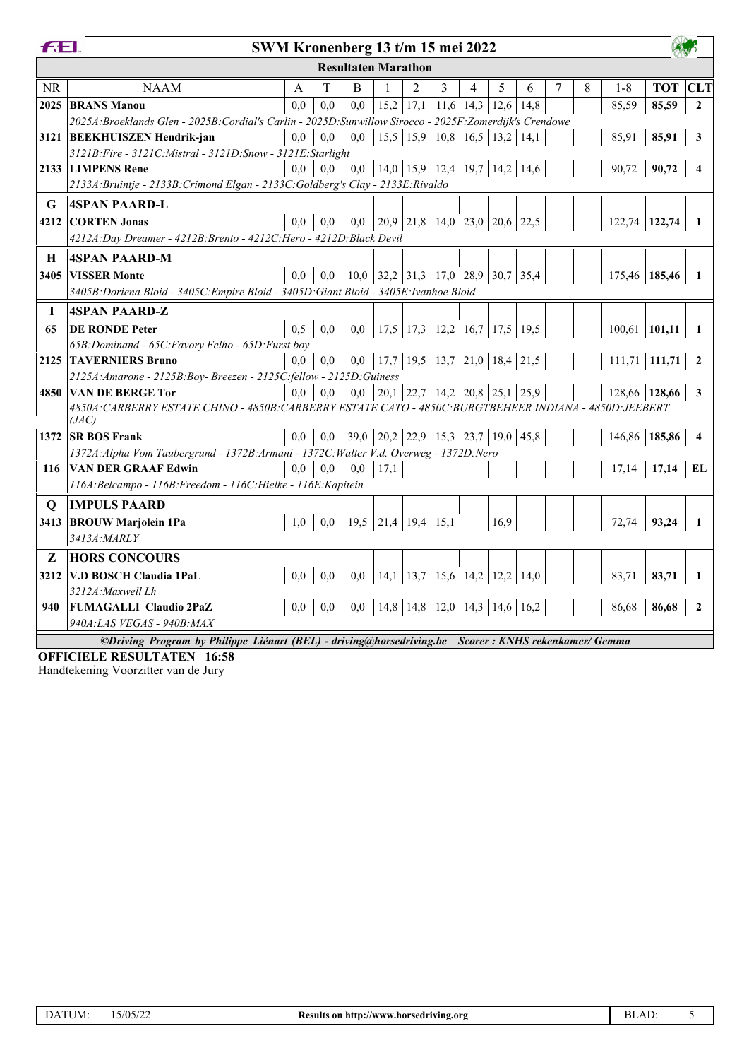# SWM Kronenberg 13 t/m 15 mei 2022

## Resultaten Marathon

| NR | NAAM | A | T | B | 1 | 2 | 3 | 4 | 5 | 6 | 7 | 8 | 1-8 | TOT | CLT |
|---|---|---|---|---|---|---|---|---|---|---|---|---|---|---|---|
| 2025 | **BRANS Manou** | 0,0 | 0,0 | 0,0 | 15,2 | 17,1 | 11,6 | 14,3 | 12,6 | 14,8 | | | 85,59 | **85,59** | **2** |
| | *2025A:Broeklands Glen - 2025B:Cordial's Carlin - 2025D:Sunwillow Sirocco - 2025F:Zomerdijk's Crendowe* | | | | | | | | | | | | | | |
| 3121 | **BEEKHUISZEN Hendrik-jan** | 0,0 | 0,0 | 0,0 | 15,5 | 15,9 | 10,8 | 16,5 | 13,2 | 14,1 | | | 85,91 | **85,91** | **3** |
| | *3121B:Fire - 3121C:Mistral - 3121D:Snow - 3121E:Starlight* | | | | | | | | | | | | | | |
| 2133 | **LIMPENS Rene** | 0,0 | 0,0 | 0,0 | 14,0 | 15,9 | 12,4 | 19,7 | 14,2 | 14,6 | | | 90,72 | **90,72** | **4** |
| | *2133A:Bruintje - 2133B:Crimond Elgan - 2133C:Goldberg's Clay - 2133E:Rivaldo* | | | | | | | | | | | | | | |
| **G** | **4SPAN PAARD-L** | | | | | | | | | | | | | | |
| 4212 | **CORTEN Jonas** | 0,0 | 0,0 | 0,0 | 20,9 | 21,8 | 14,0 | 23,0 | 20,6 | 22,5 | | | 122,74 | **122,74** | **1** |
| | *4212A:Day Dreamer - 4212B:Brento - 4212C:Hero - 4212D:Black Devil* | | | | | | | | | | | | | | |
| **H** | **4SPAN PAARD-M** | | | | | | | | | | | | | | |
| 3405 | **VISSER Monte** | 0,0 | 0,0 | 10,0 | 32,2 | 31,3 | 17,0 | 28,9 | 30,7 | 35,4 | | | 175,46 | **185,46** | **1** |
| | *3405B:Doriena Bloid - 3405C:Empire Bloid - 3405D:Giant Bloid - 3405E:Ivanhoe Bloid* | | | | | | | | | | | | | | |
| **I** | **4SPAN PAARD-Z** | | | | | | | | | | | | | | |
| 65 | **DE RONDE Peter** | 0,5 | 0,0 | 0,0 | 17,5 | 17,3 | 12,2 | 16,7 | 17,5 | 19,5 | | | 100,61 | **101,11** | **1** |
| | *65B:Dominand - 65C:Favory Felho - 65D:Furst boy* | | | | | | | | | | | | | | |
| 2125 | **TAVERNIERS Bruno** | 0,0 | 0,0 | 0,0 | 17,7 | 19,5 | 13,7 | 21,0 | 18,4 | 21,5 | | | 111,71 | **111,71** | **2** |
| | *2125A:Amarone - 2125B:Boy- Breezen - 2125C:fellow - 2125D:Guiness* | | | | | | | | | | | | | | |
| 4850 | **VAN DE BERGE Tor** | 0,0 | 0,0 | 0,0 | 20,1 | 22,7 | 14,2 | 20,8 | 25,1 | 25,9 | | | 128,66 | **128,66** | **3** |
| | *4850A:CARBERRY ESTATE CHINO - 4850B:CARBERRY ESTATE CATO - 4850C:BURGTBEHEER INDIANA - 4850D:JEEBERT (JAC)* | | | | | | | | | | | | | | |
| 1372 | **SR BOS Frank** | 0,0 | 0,0 | 39,0 | 20,2 | 22,9 | 15,3 | 23,7 | 19,0 | 45,8 | | | 146,86 | **185,86** | **4** |
| | *1372A:Alpha Vom Taubergrund - 1372B:Armani - 1372C:Walter V.d. Overweg - 1372D:Nero* | | | | | | | | | | | | | | |
| 116 | **VAN DER GRAAF Edwin** | 0,0 | 0,0 | 0,0 | 17,1 | | | | | | | | 17,14 | **17,14** | **EL** |
| | *116A:Belcampo - 116B:Freedom - 116C:Hielke - 116E:Kapitein* | | | | | | | | | | | | | | |
| **Q** | **IMPULS PAARD** | | | | | | | | | | | | | | |
| 3413 | **BROUW Marjolein 1Pa** | 1,0 | 0,0 | 19,5 | 21,4 | 19,4 | 15,1 | | 16,9 | | | | 72,74 | **93,24** | **1** |
| | *3413A:MARLY* | | | | | | | | | | | | | | |
| **Z** | **HORS CONCOURS** | | | | | | | | | | | | | | |
| 3212 | **V.D BOSCH Claudia 1PaL** | 0,0 | 0,0 | 0,0 | 14,1 | 13,7 | 15,6 | 14,2 | 12,2 | 14,0 | | | 83,71 | **83,71** | **1** |
| | *3212A:Maxwell Lh* | | | | | | | | | | | | | | |
| 940 | **FUMAGALLI Claudio 2PaZ** | 0,0 | 0,0 | 0,0 | 14,8 | 14,8 | 12,0 | 14,3 | 14,6 | 16,2 | | | 86,68 | **86,68** | **2** |
| | *940A:LAS VEGAS - 940B:MAX* | | | | | | | | | | | | | | |

***©Driving Program by Philippe Liénart (BEL) - driving@horsedriving.be Scorer : KNHS rekenkamer/ Gemma***

**OFFICIELE RESULTATEN 16:58**

Handtekening Voorzitter van de Jury

DATUM: 15/05/22 | **Results on http://www.horsedriving.org** | BLAD: 5